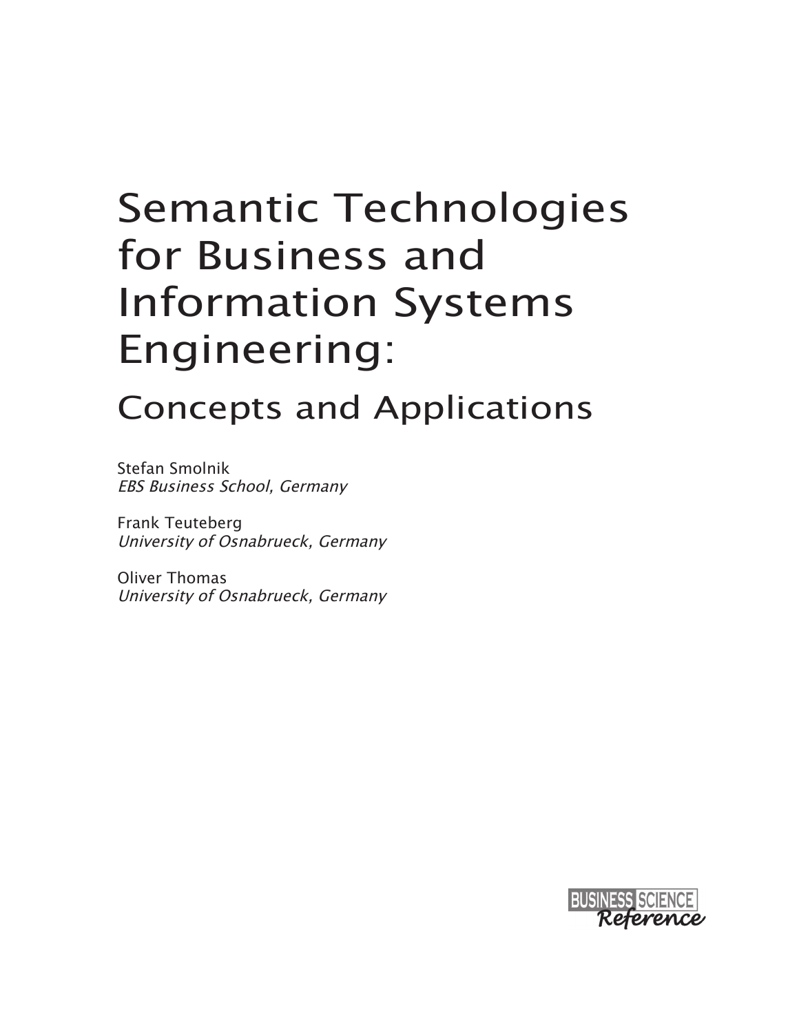# Semantic Technologies for Business and Information Systems Engineering:

## Concepts and Applications

Stefan Smolnik
*EBS Business School, Germany*

Frank Teuteberg
*University of Osnabrueck, Germany*

Oliver Thomas
*University of Osnabrueck, Germany*

BUSINESS SCIENCE
*Reference*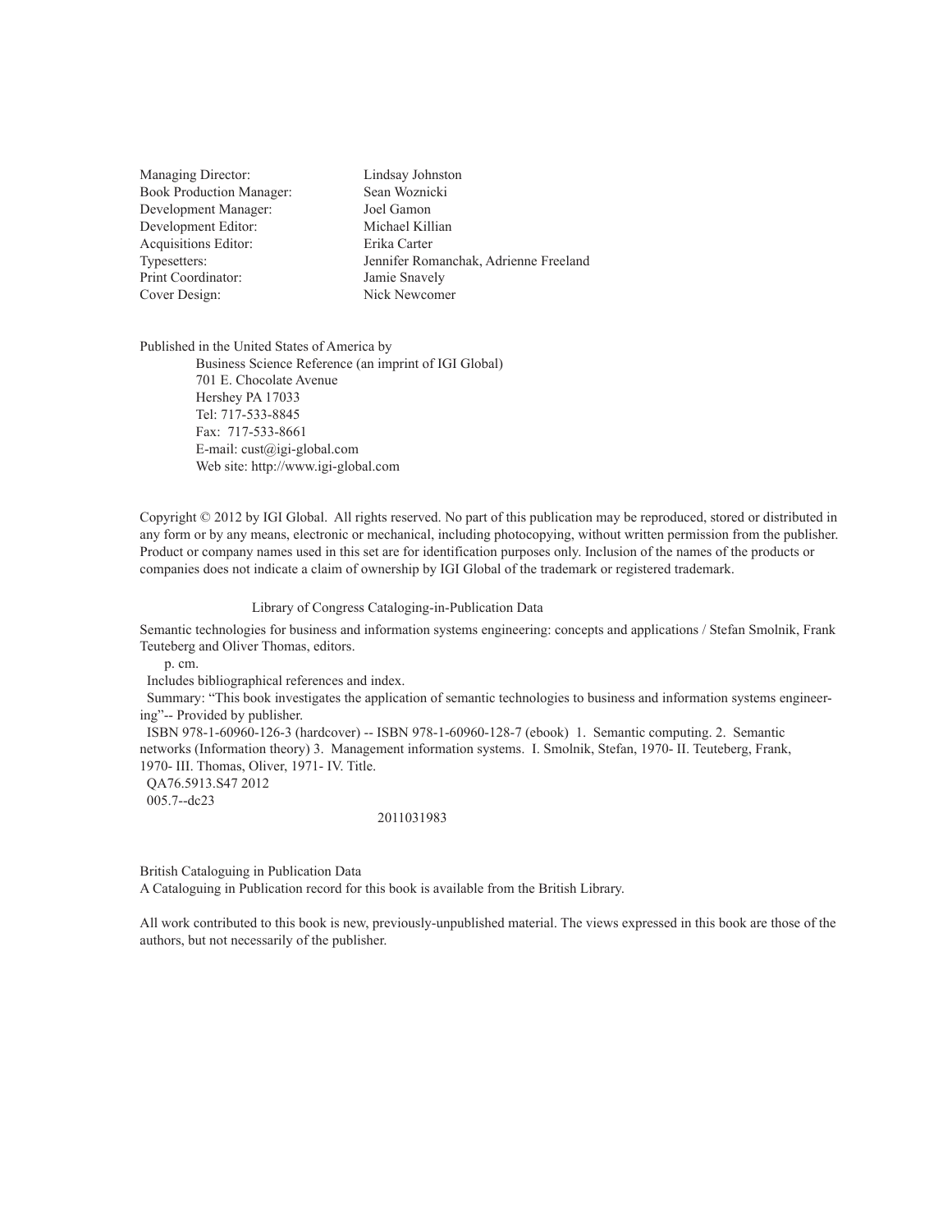| | |
|---|---|
| Managing Director: | Lindsay Johnston |
| Book Production Manager: | Sean Woznicki |
| Development Manager: | Joel Gamon |
| Development Editor: | Michael Killian |
| Acquisitions Editor: | Erika Carter |
| Typesetters: | Jennifer Romanchak, Adrienne Freeland |
| Print Coordinator: | Jamie Snavely |
| Cover Design: | Nick Newcomer |

Published in the United States of America by
Business Science Reference (an imprint of IGI Global)
701 E. Chocolate Avenue
Hershey PA 17033
Tel: 717-533-8845
Fax: 717-533-8661
E-mail: cust@igi-global.com
Web site: http://www.igi-global.com

Copyright © 2012 by IGI Global. All rights reserved. No part of this publication may be reproduced, stored or distributed in any form or by any means, electronic or mechanical, including photocopying, without written permission from the publisher. Product or company names used in this set are for identification purposes only. Inclusion of the names of the products or companies does not indicate a claim of ownership by IGI Global of the trademark or registered trademark.

Library of Congress Cataloging-in-Publication Data

Semantic technologies for business and information systems engineering: concepts and applications / Stefan Smolnik, Frank Teuteberg and Oliver Thomas, editors.
p. cm.
Includes bibliographical references and index.
Summary: "This book investigates the application of semantic technologies to business and information systems engineering"-- Provided by publisher.
ISBN 978-1-60960-126-3 (hardcover) -- ISBN 978-1-60960-128-7 (ebook) 1. Semantic computing. 2. Semantic networks (Information theory) 3. Management information systems. I. Smolnik, Stefan, 1970- II. Teuteberg, Frank, 1970- III. Thomas, Oliver, 1971- IV. Title.
QA76.5913.S47 2012
005.7--dc23
2011031983

British Cataloguing in Publication Data
A Cataloguing in Publication record for this book is available from the British Library.

All work contributed to this book is new, previously-unpublished material. The views expressed in this book are those of the authors, but not necessarily of the publisher.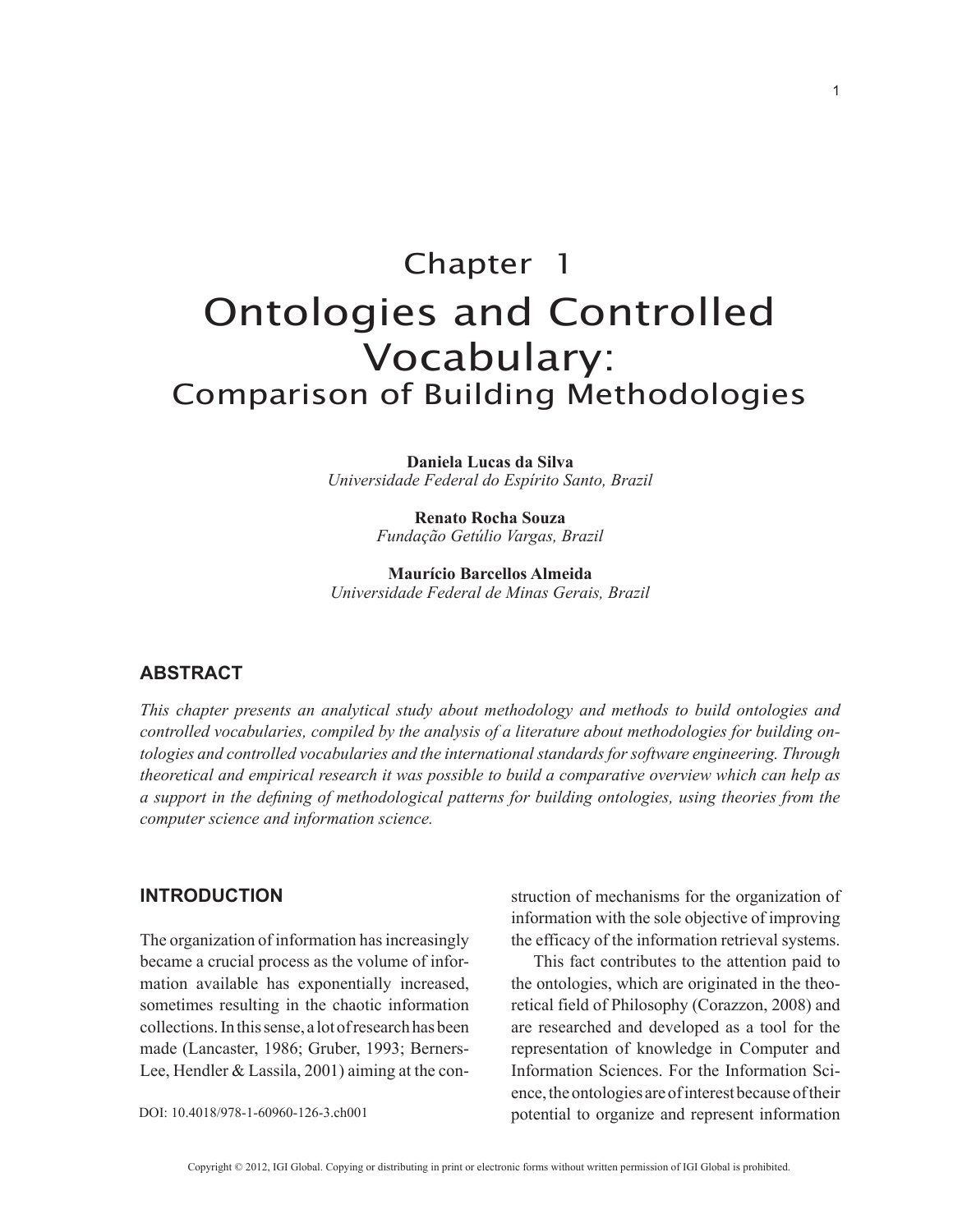# Chapter 1
# Ontologies and Controlled Vocabulary:
## Comparison of Building Methodologies

**Daniela Lucas da Silva**
*Universidade Federal do Espírito Santo, Brazil*

**Renato Rocha Souza**
*Fundação Getúlio Vargas, Brazil*

**Maurício Barcellos Almeida**
*Universidade Federal de Minas Gerais, Brazil*

## ABSTRACT

*This chapter presents an analytical study about methodology and methods to build ontologies and controlled vocabularies, compiled by the analysis of a literature about methodologies for building ontologies and controlled vocabularies and the international standards for software engineering. Through theoretical and empirical research it was possible to build a comparative overview which can help as a support in the defining of methodological patterns for building ontologies, using theories from the computer science and information science.*

## INTRODUCTION

The organization of information has increasingly became a crucial process as the volume of information available has exponentially increased, sometimes resulting in the chaotic information collections. In this sense, a lot of research has been made (Lancaster, 1986; Gruber, 1993; Berners-Lee, Hendler & Lassila, 2001) aiming at the construction of mechanisms for the organization of information with the sole objective of improving the efficacy of the information retrieval systems.

This fact contributes to the attention paid to the ontologies, which are originated in the theoretical field of Philosophy (Corazzon, 2008) and are researched and developed as a tool for the representation of knowledge in Computer and Information Sciences. For the Information Science, the ontologies are of interest because of their potential to organize and represent information

DOI: 10.4018/978-1-60960-126-3.ch001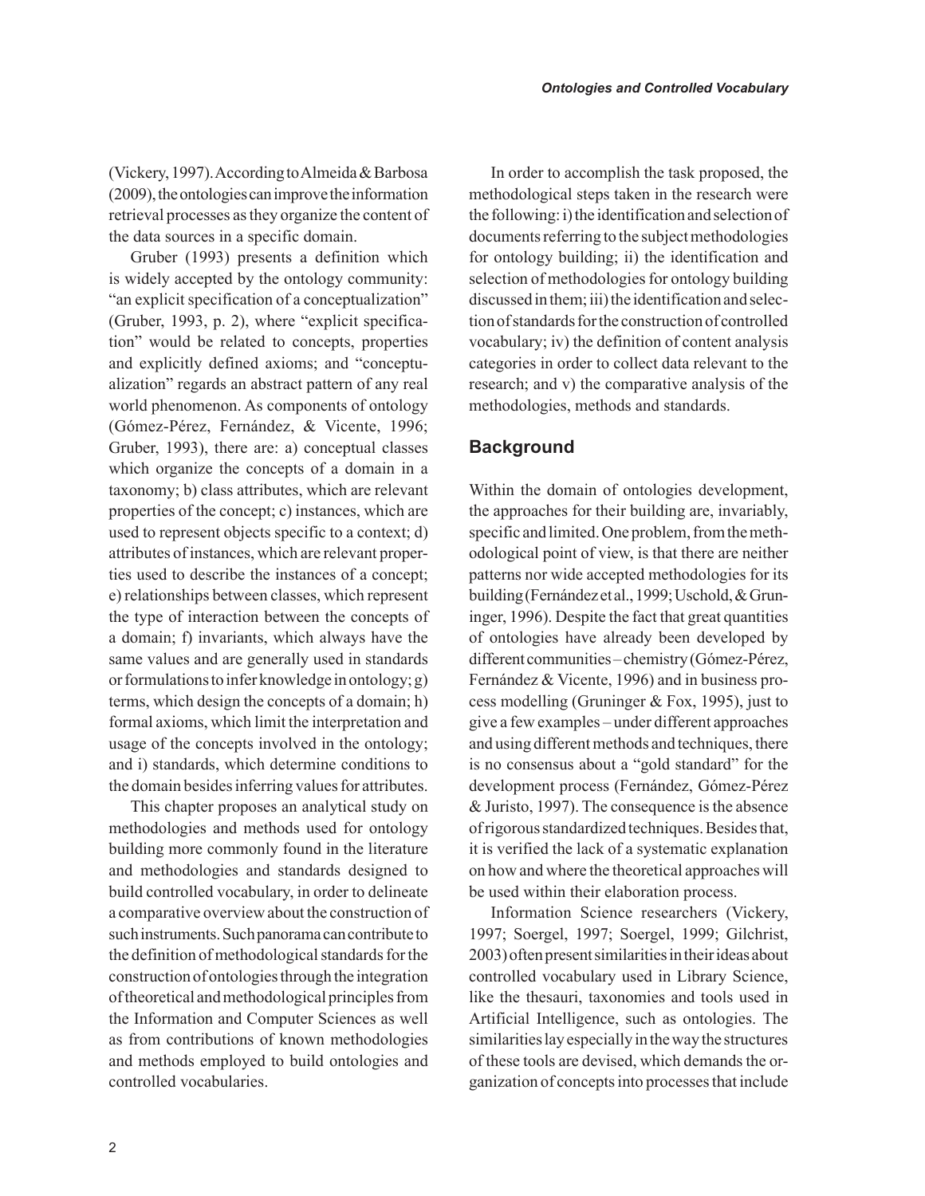(Vickery, 1997). According to Almeida & Barbosa (2009), the ontologies can improve the information retrieval processes as they organize the content of the data sources in a specific domain.

Gruber (1993) presents a definition which is widely accepted by the ontology community: "an explicit specification of a conceptualization" (Gruber, 1993, p. 2), where "explicit specification" would be related to concepts, properties and explicitly defined axioms; and "conceptualization" regards an abstract pattern of any real world phenomenon. As components of ontology (Gómez-Pérez, Fernández, & Vicente, 1996; Gruber, 1993), there are: a) conceptual classes which organize the concepts of a domain in a taxonomy; b) class attributes, which are relevant properties of the concept; c) instances, which are used to represent objects specific to a context; d) attributes of instances, which are relevant properties used to describe the instances of a concept; e) relationships between classes, which represent the type of interaction between the concepts of a domain; f) invariants, which always have the same values and are generally used in standards or formulations to infer knowledge in ontology; g) terms, which design the concepts of a domain; h) formal axioms, which limit the interpretation and usage of the concepts involved in the ontology; and i) standards, which determine conditions to the domain besides inferring values for attributes.

This chapter proposes an analytical study on methodologies and methods used for ontology building more commonly found in the literature and methodologies and standards designed to build controlled vocabulary, in order to delineate a comparative overview about the construction of such instruments. Such panorama can contribute to the definition of methodological standards for the construction of ontologies through the integration of theoretical and methodological principles from the Information and Computer Sciences as well as from contributions of known methodologies and methods employed to build ontologies and controlled vocabularies.

In order to accomplish the task proposed, the methodological steps taken in the research were the following: i) the identification and selection of documents referring to the subject methodologies for ontology building; ii) the identification and selection of methodologies for ontology building discussed in them; iii) the identification and selection of standards for the construction of controlled vocabulary; iv) the definition of content analysis categories in order to collect data relevant to the research; and v) the comparative analysis of the methodologies, methods and standards.

## Background

Within the domain of ontologies development, the approaches for their building are, invariably, specific and limited. One problem, from the methodological point of view, is that there are neither patterns nor wide accepted methodologies for its building (Fernández et al., 1999; Uschold, & Gruninger, 1996). Despite the fact that great quantities of ontologies have already been developed by different communities – chemistry (Gómez-Pérez, Fernández & Vicente, 1996) and in business process modelling (Gruninger & Fox, 1995), just to give a few examples – under different approaches and using different methods and techniques, there is no consensus about a "gold standard" for the development process (Fernández, Gómez-Pérez & Juristo, 1997). The consequence is the absence of rigorous standardized techniques. Besides that, it is verified the lack of a systematic explanation on how and where the theoretical approaches will be used within their elaboration process.

Information Science researchers (Vickery, 1997; Soergel, 1997; Soergel, 1999; Gilchrist, 2003) often present similarities in their ideas about controlled vocabulary used in Library Science, like the thesauri, taxonomies and tools used in Artificial Intelligence, such as ontologies. The similarities lay especially in the way the structures of these tools are devised, which demands the organization of concepts into processes that include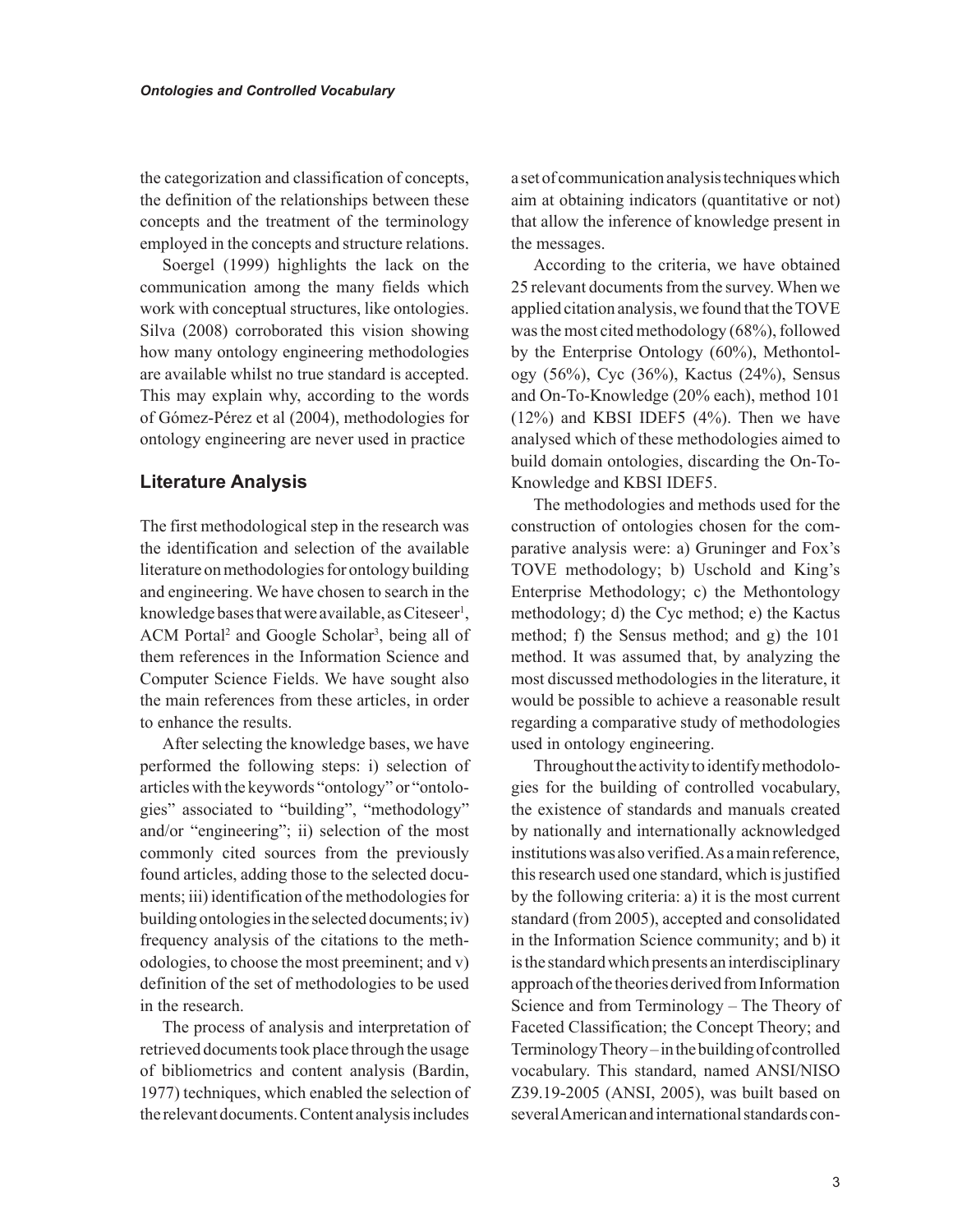the categorization and classification of concepts, the definition of the relationships between these concepts and the treatment of the terminology employed in the concepts and structure relations.

Soergel (1999) highlights the lack on the communication among the many fields which work with conceptual structures, like ontologies. Silva (2008) corroborated this vision showing how many ontology engineering methodologies are available whilst no true standard is accepted. This may explain why, according to the words of Gómez-Pérez et al (2004), methodologies for ontology engineering are never used in practice

## Literature Analysis

The first methodological step in the research was the identification and selection of the available literature on methodologies for ontology building and engineering. We have chosen to search in the knowledge bases that were available, as Citeseer[1], ACM Portal[2] and Google Scholar[3], being all of them references in the Information Science and Computer Science Fields. We have sought also the main references from these articles, in order to enhance the results.

After selecting the knowledge bases, we have performed the following steps: i) selection of articles with the keywords "ontology" or "ontologies" associated to "building", "methodology" and/or "engineering"; ii) selection of the most commonly cited sources from the previously found articles, adding those to the selected documents; iii) identification of the methodologies for building ontologies in the selected documents; iv) frequency analysis of the citations to the methodologies, to choose the most preeminent; and v) definition of the set of methodologies to be used in the research.

The process of analysis and interpretation of retrieved documents took place through the usage of bibliometrics and content analysis (Bardin, 1977) techniques, which enabled the selection of the relevant documents. Content analysis includes a set of communication analysis techniques which aim at obtaining indicators (quantitative or not) that allow the inference of knowledge present in the messages.

According to the criteria, we have obtained 25 relevant documents from the survey. When we applied citation analysis, we found that the TOVE was the most cited methodology (68%), followed by the Enterprise Ontology (60%), Methontology (56%), Cyc (36%), Kactus (24%), Sensus and On-To-Knowledge (20% each), method 101 (12%) and KBSI IDEF5 (4%). Then we have analysed which of these methodologies aimed to build domain ontologies, discarding the On-To-Knowledge and KBSI IDEF5.

The methodologies and methods used for the construction of ontologies chosen for the comparative analysis were: a) Gruninger and Fox's TOVE methodology; b) Uschold and King's Enterprise Methodology; c) the Methontology methodology; d) the Cyc method; e) the Kactus method; f) the Sensus method; and g) the 101 method. It was assumed that, by analyzing the most discussed methodologies in the literature, it would be possible to achieve a reasonable result regarding a comparative study of methodologies used in ontology engineering.

Throughout the activity to identify methodologies for the building of controlled vocabulary, the existence of standards and manuals created by nationally and internationally acknowledged institutions was also verified. As a main reference, this research used one standard, which is justified by the following criteria: a) it is the most current standard (from 2005), accepted and consolidated in the Information Science community; and b) it is the standard which presents an interdisciplinary approach of the theories derived from Information Science and from Terminology – The Theory of Faceted Classification; the Concept Theory; and Terminology Theory – in the building of controlled vocabulary. This standard, named ANSI/NISO Z39.19-2005 (ANSI, 2005), was built based on several American and international standards con-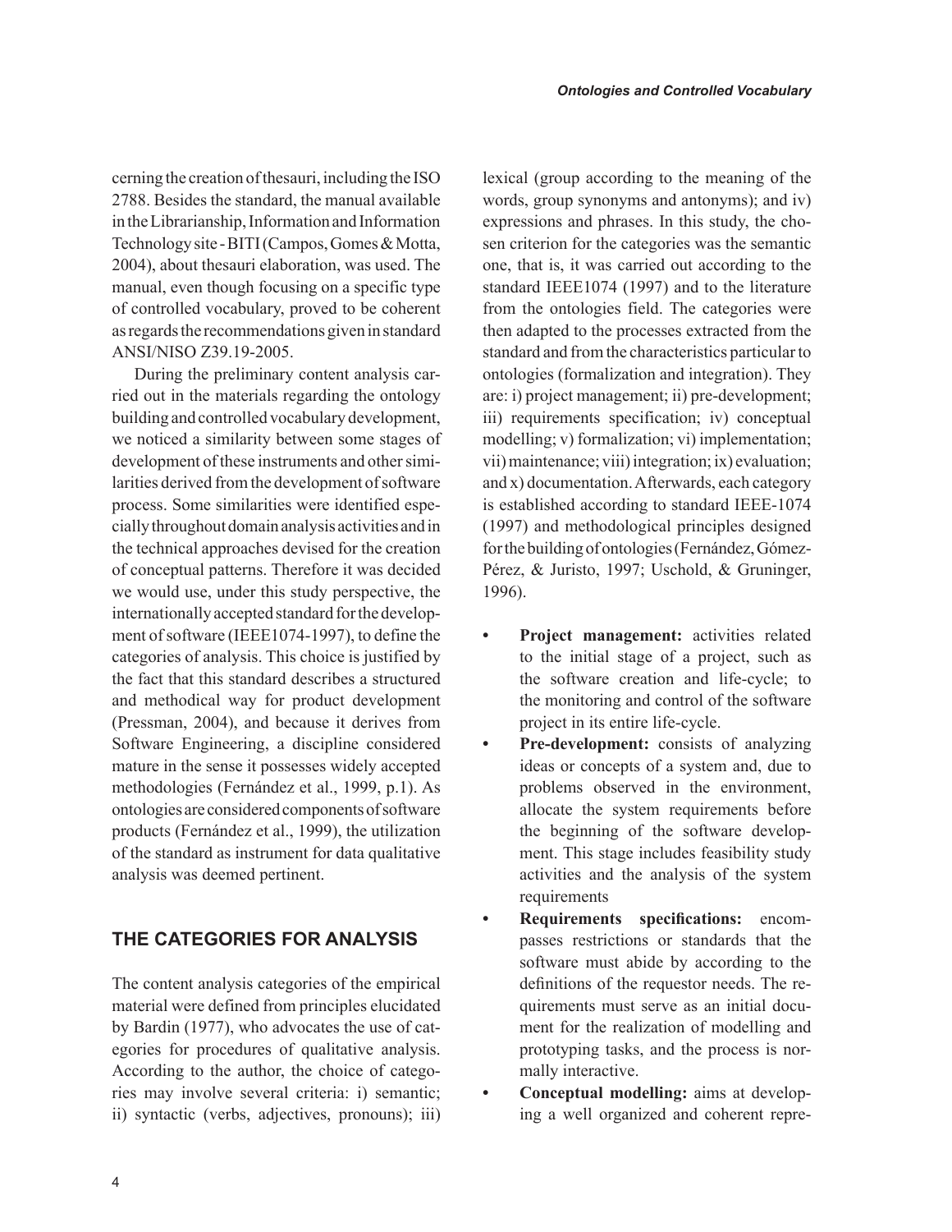cerning the creation of thesauri, including the ISO 2788. Besides the standard, the manual available in the Librarianship, Information and Information Technology site - BITI (Campos, Gomes & Motta, 2004), about thesauri elaboration, was used. The manual, even though focusing on a specific type of controlled vocabulary, proved to be coherent as regards the recommendations given in standard ANSI/NISO Z39.19-2005.

During the preliminary content analysis carried out in the materials regarding the ontology building and controlled vocabulary development, we noticed a similarity between some stages of development of these instruments and other similarities derived from the development of software process. Some similarities were identified especially throughout domain analysis activities and in the technical approaches devised for the creation of conceptual patterns. Therefore it was decided we would use, under this study perspective, the internationally accepted standard for the development of software (IEEE1074-1997), to define the categories of analysis. This choice is justified by the fact that this standard describes a structured and methodical way for product development (Pressman, 2004), and because it derives from Software Engineering, a discipline considered mature in the sense it possesses widely accepted methodologies (Fernández et al., 1999, p.1). As ontologies are considered components of software products (Fernández et al., 1999), the utilization of the standard as instrument for data qualitative analysis was deemed pertinent.

## THE CATEGORIES FOR ANALYSIS

The content analysis categories of the empirical material were defined from principles elucidated by Bardin (1977), who advocates the use of categories for procedures of qualitative analysis. According to the author, the choice of categories may involve several criteria: i) semantic; ii) syntactic (verbs, adjectives, pronouns); iii) lexical (group according to the meaning of the words, group synonyms and antonyms); and iv) expressions and phrases. In this study, the chosen criterion for the categories was the semantic one, that is, it was carried out according to the standard IEEE1074 (1997) and to the literature from the ontologies field. The categories were then adapted to the processes extracted from the standard and from the characteristics particular to ontologies (formalization and integration). They are: i) project management; ii) pre-development; iii) requirements specification; iv) conceptual modelling; v) formalization; vi) implementation; vii) maintenance; viii) integration; ix) evaluation; and x) documentation. Afterwards, each category is established according to standard IEEE-1074 (1997) and methodological principles designed for the building of ontologies (Fernández, Gómez-Pérez, & Juristo, 1997; Uschold, & Gruninger, 1996).

- **Project management:** activities related to the initial stage of a project, such as the software creation and life-cycle; to the monitoring and control of the software project in its entire life-cycle.
- **Pre-development:** consists of analyzing ideas or concepts of a system and, due to problems observed in the environment, allocate the system requirements before the beginning of the software development. This stage includes feasibility study activities and the analysis of the system requirements
- **Requirements specifications:** encompasses restrictions or standards that the software must abide by according to the definitions of the requestor needs. The requirements must serve as an initial document for the realization of modelling and prototyping tasks, and the process is normally interactive.
- **Conceptual modelling:** aims at developing a well organized and coherent repre-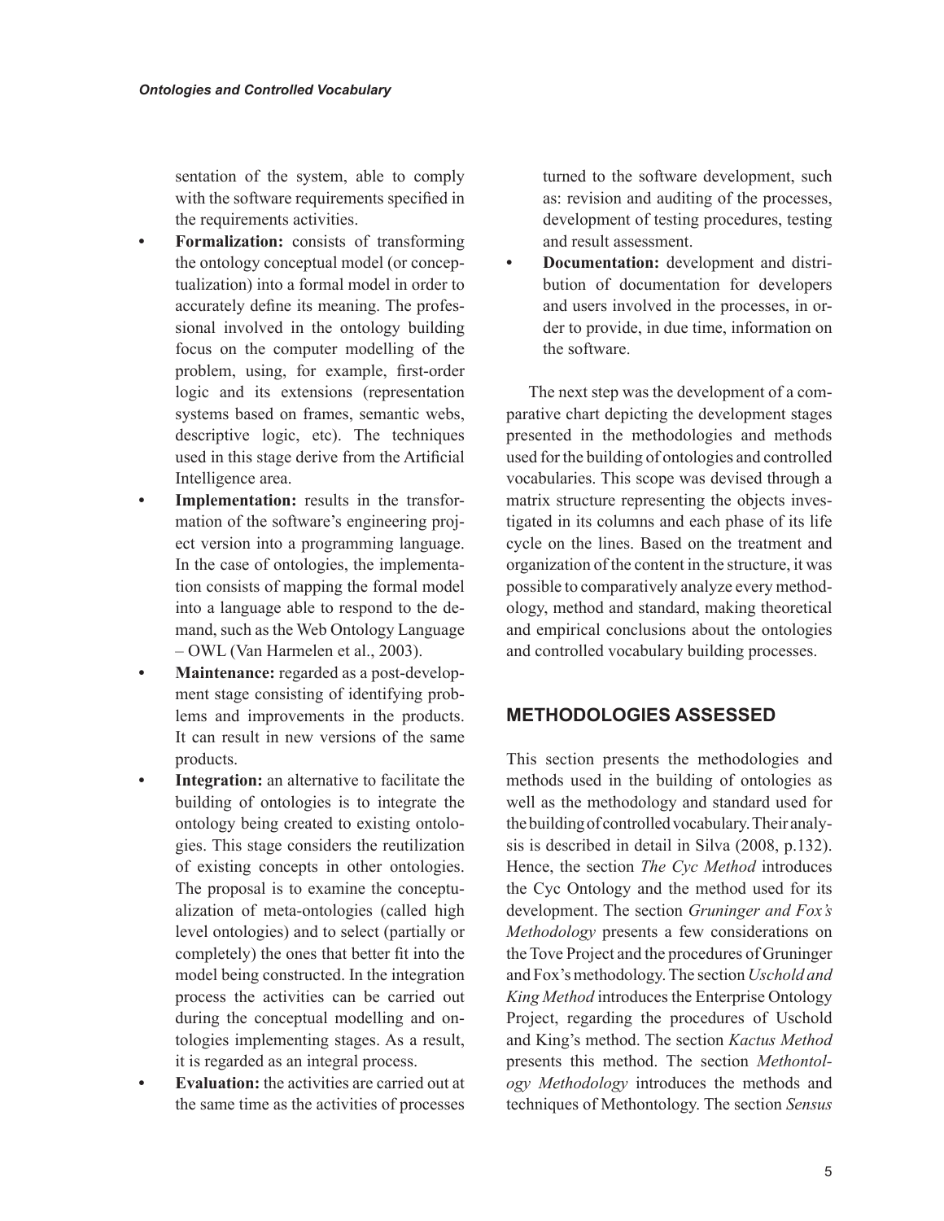sentation of the system, able to comply with the software requirements specified in the requirements activities.

- **Formalization:** consists of transforming the ontology conceptual model (or conceptualization) into a formal model in order to accurately define its meaning. The professional involved in the ontology building focus on the computer modelling of the problem, using, for example, first-order logic and its extensions (representation systems based on frames, semantic webs, descriptive logic, etc). The techniques used in this stage derive from the Artificial Intelligence area.
- **Implementation:** results in the transformation of the software's engineering project version into a programming language. In the case of ontologies, the implementation consists of mapping the formal model into a language able to respond to the demand, such as the Web Ontology Language – OWL (Van Harmelen et al., 2003).
- **Maintenance:** regarded as a post-development stage consisting of identifying problems and improvements in the products. It can result in new versions of the same products.
- **Integration:** an alternative to facilitate the building of ontologies is to integrate the ontology being created to existing ontologies. This stage considers the reutilization of existing concepts in other ontologies. The proposal is to examine the conceptualization of meta-ontologies (called high level ontologies) and to select (partially or completely) the ones that better fit into the model being constructed. In the integration process the activities can be carried out during the conceptual modelling and ontologies implementing stages. As a result, it is regarded as an integral process.
- **Evaluation:** the activities are carried out at the same time as the activities of processes turned to the software development, such as: revision and auditing of the processes, development of testing procedures, testing and result assessment.
- **Documentation:** development and distribution of documentation for developers and users involved in the processes, in order to provide, in due time, information on the software.

The next step was the development of a comparative chart depicting the development stages presented in the methodologies and methods used for the building of ontologies and controlled vocabularies. This scope was devised through a matrix structure representing the objects investigated in its columns and each phase of its life cycle on the lines. Based on the treatment and organization of the content in the structure, it was possible to comparatively analyze every methodology, method and standard, making theoretical and empirical conclusions about the ontologies and controlled vocabulary building processes.

## METHODOLOGIES ASSESSED

This section presents the methodologies and methods used in the building of ontologies as well as the methodology and standard used for the building of controlled vocabulary. Their analysis is described in detail in Silva (2008, p.132). Hence, the section *The Cyc Method* introduces the Cyc Ontology and the method used for its development. The section *Gruninger and Fox's Methodology* presents a few considerations on the Tove Project and the procedures of Gruninger and Fox's methodology. The section *Uschold and King Method* introduces the Enterprise Ontology Project, regarding the procedures of Uschold and King's method. The section *Kactus Method* presents this method. The section *Methontology Methodology* introduces the methods and techniques of Methontology. The section *Sensus*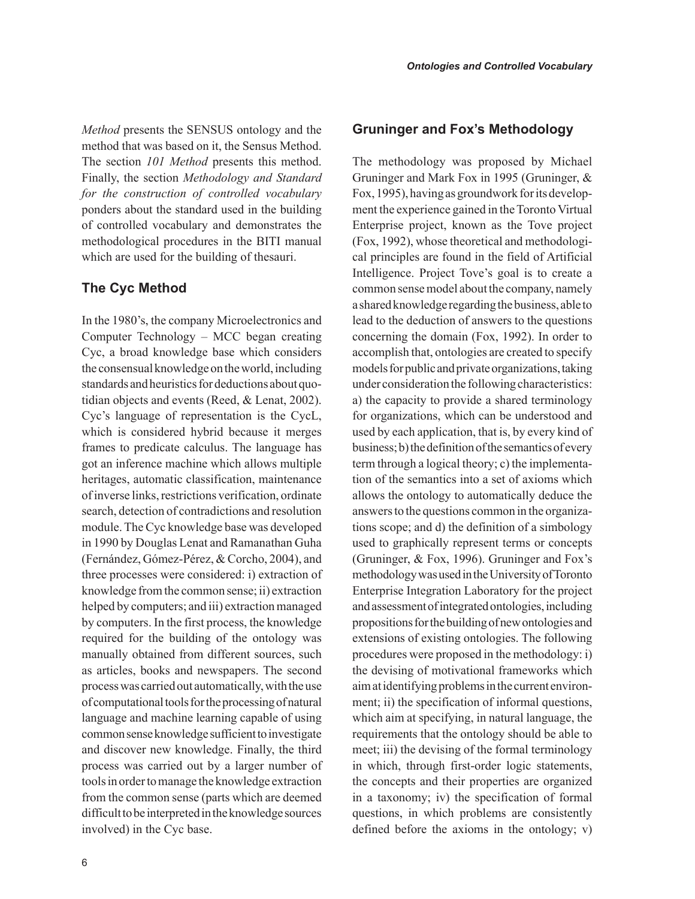*Method* presents the SENSUS ontology and the method that was based on it, the Sensus Method. The section *101 Method* presents this method. Finally, the section *Methodology and Standard for the construction of controlled vocabulary* ponders about the standard used in the building of controlled vocabulary and demonstrates the methodological procedures in the BITI manual which are used for the building of thesauri.

## The Cyc Method

In the 1980's, the company Microelectronics and Computer Technology – MCC began creating Cyc, a broad knowledge base which considers the consensual knowledge on the world, including standards and heuristics for deductions about quotidian objects and events (Reed, & Lenat, 2002). Cyc's language of representation is the CycL, which is considered hybrid because it merges frames to predicate calculus. The language has got an inference machine which allows multiple heritages, automatic classification, maintenance of inverse links, restrictions verification, ordinate search, detection of contradictions and resolution module. The Cyc knowledge base was developed in 1990 by Douglas Lenat and Ramanathan Guha (Fernández, Gómez-Pérez, & Corcho, 2004), and three processes were considered: i) extraction of knowledge from the common sense; ii) extraction helped by computers; and iii) extraction managed by computers. In the first process, the knowledge required for the building of the ontology was manually obtained from different sources, such as articles, books and newspapers. The second process was carried out automatically, with the use of computational tools for the processing of natural language and machine learning capable of using common sense knowledge sufficient to investigate and discover new knowledge. Finally, the third process was carried out by a larger number of tools in order to manage the knowledge extraction from the common sense (parts which are deemed difficult to be interpreted in the knowledge sources involved) in the Cyc base.

## Gruninger and Fox's Methodology

The methodology was proposed by Michael Gruninger and Mark Fox in 1995 (Gruninger, & Fox, 1995), having as groundwork for its development the experience gained in the Toronto Virtual Enterprise project, known as the Tove project (Fox, 1992), whose theoretical and methodological principles are found in the field of Artificial Intelligence. Project Tove's goal is to create a common sense model about the company, namely a shared knowledge regarding the business, able to lead to the deduction of answers to the questions concerning the domain (Fox, 1992). In order to accomplish that, ontologies are created to specify models for public and private organizations, taking under consideration the following characteristics: a) the capacity to provide a shared terminology for organizations, which can be understood and used by each application, that is, by every kind of business; b) the definition of the semantics of every term through a logical theory; c) the implementation of the semantics into a set of axioms which allows the ontology to automatically deduce the answers to the questions common in the organizations scope; and d) the definition of a simbology used to graphically represent terms or concepts (Gruninger, & Fox, 1996). Gruninger and Fox's methodology was used in the University of Toronto Enterprise Integration Laboratory for the project and assessment of integrated ontologies, including propositions for the building of new ontologies and extensions of existing ontologies. The following procedures were proposed in the methodology: i) the devising of motivational frameworks which aim at identifying problems in the current environment; ii) the specification of informal questions, which aim at specifying, in natural language, the requirements that the ontology should be able to meet; iii) the devising of the formal terminology in which, through first-order logic statements, the concepts and their properties are organized in a taxonomy; iv) the specification of formal questions, in which problems are consistently defined before the axioms in the ontology; v)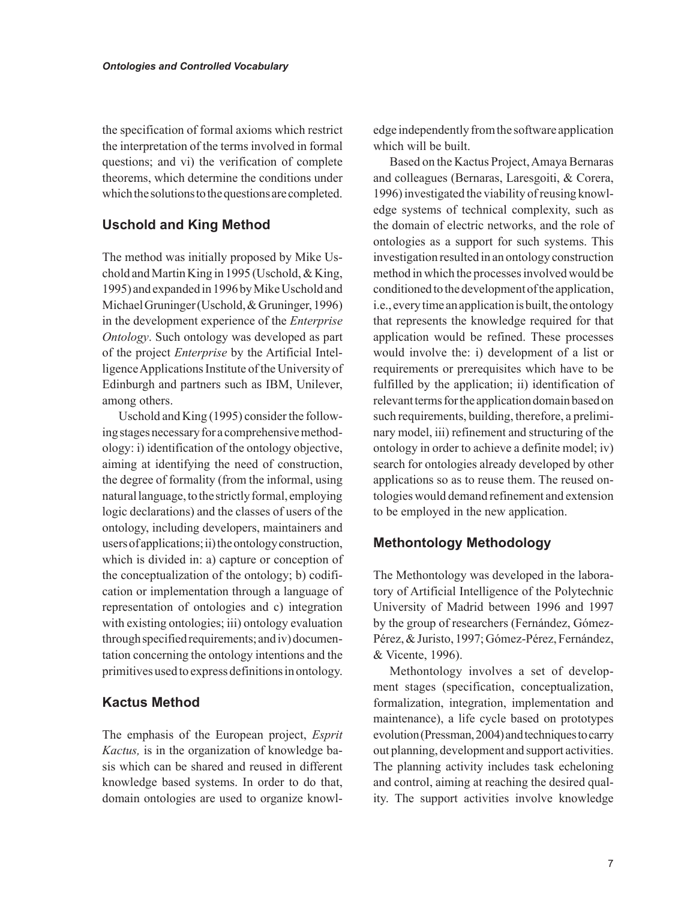the specification of formal axioms which restrict the interpretation of the terms involved in formal questions; and vi) the verification of complete theorems, which determine the conditions under which the solutions to the questions are completed.

## Uschold and King Method

The method was initially proposed by Mike Uschold and Martin King in 1995 (Uschold, & King, 1995) and expanded in 1996 by Mike Uschold and Michael Gruninger (Uschold, & Gruninger, 1996) in the development experience of the *Enterprise Ontology*. Such ontology was developed as part of the project *Enterprise* by the Artificial Intelligence Applications Institute of the University of Edinburgh and partners such as IBM, Unilever, among others.

Uschold and King (1995) consider the following stages necessary for a comprehensive methodology: i) identification of the ontology objective, aiming at identifying the need of construction, the degree of formality (from the informal, using natural language, to the strictly formal, employing logic declarations) and the classes of users of the ontology, including developers, maintainers and users of applications; ii) the ontology construction, which is divided in: a) capture or conception of the conceptualization of the ontology; b) codification or implementation through a language of representation of ontologies and c) integration with existing ontologies; iii) ontology evaluation through specified requirements; and iv) documentation concerning the ontology intentions and the primitives used to express definitions in ontology.

## Kactus Method

The emphasis of the European project, *Esprit Kactus,* is in the organization of knowledge basis which can be shared and reused in different knowledge based systems. In order to do that, domain ontologies are used to organize knowledge independently from the software application which will be built.

Based on the Kactus Project, Amaya Bernaras and colleagues (Bernaras, Laresgoiti, & Corera, 1996) investigated the viability of reusing knowledge systems of technical complexity, such as the domain of electric networks, and the role of ontologies as a support for such systems. This investigation resulted in an ontology construction method in which the processes involved would be conditioned to the development of the application, i.e., every time an application is built, the ontology that represents the knowledge required for that application would be refined. These processes would involve the: i) development of a list or requirements or prerequisites which have to be fulfilled by the application; ii) identification of relevant terms for the application domain based on such requirements, building, therefore, a preliminary model, iii) refinement and structuring of the ontology in order to achieve a definite model; iv) search for ontologies already developed by other applications so as to reuse them. The reused ontologies would demand refinement and extension to be employed in the new application.

## Methontology Methodology

The Methontology was developed in the laboratory of Artificial Intelligence of the Polytechnic University of Madrid between 1996 and 1997 by the group of researchers (Fernández, Gómez-Pérez, & Juristo, 1997; Gómez-Pérez, Fernández, & Vicente, 1996).

Methontology involves a set of development stages (specification, conceptualization, formalization, integration, implementation and maintenance), a life cycle based on prototypes evolution (Pressman, 2004) and techniques to carry out planning, development and support activities. The planning activity includes task echeloning and control, aiming at reaching the desired quality. The support activities involve knowledge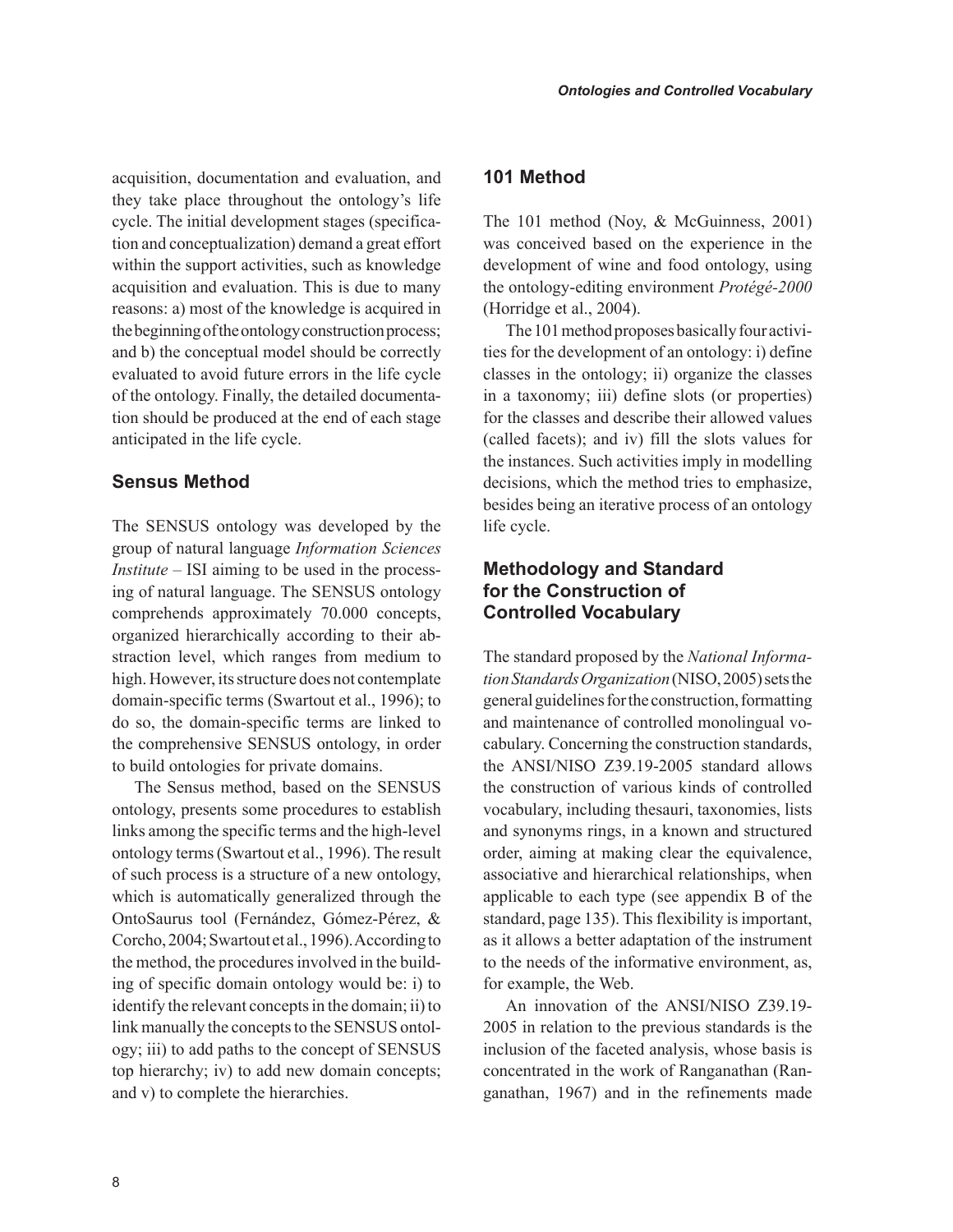acquisition, documentation and evaluation, and they take place throughout the ontology's life cycle. The initial development stages (specification and conceptualization) demand a great effort within the support activities, such as knowledge acquisition and evaluation. This is due to many reasons: a) most of the knowledge is acquired in the beginning of the ontology construction process; and b) the conceptual model should be correctly evaluated to avoid future errors in the life cycle of the ontology. Finally, the detailed documentation should be produced at the end of each stage anticipated in the life cycle.

## Sensus Method

The SENSUS ontology was developed by the group of natural language *Information Sciences Institute* – ISI aiming to be used in the processing of natural language. The SENSUS ontology comprehends approximately 70.000 concepts, organized hierarchically according to their abstraction level, which ranges from medium to high. However, its structure does not contemplate domain-specific terms (Swartout et al., 1996); to do so, the domain-specific terms are linked to the comprehensive SENSUS ontology, in order to build ontologies for private domains.

The Sensus method, based on the SENSUS ontology, presents some procedures to establish links among the specific terms and the high-level ontology terms (Swartout et al., 1996). The result of such process is a structure of a new ontology, which is automatically generalized through the OntoSaurus tool (Fernández, Gómez-Pérez, & Corcho, 2004; Swartout et al., 1996). According to the method, the procedures involved in the building of specific domain ontology would be: i) to identify the relevant concepts in the domain; ii) to link manually the concepts to the SENSUS ontology; iii) to add paths to the concept of SENSUS top hierarchy; iv) to add new domain concepts; and v) to complete the hierarchies.

## 101 Method

The 101 method (Noy, & McGuinness, 2001) was conceived based on the experience in the development of wine and food ontology, using the ontology-editing environment *Protégé-2000* (Horridge et al., 2004).

The 101 method proposes basically four activities for the development of an ontology: i) define classes in the ontology; ii) organize the classes in a taxonomy; iii) define slots (or properties) for the classes and describe their allowed values (called facets); and iv) fill the slots values for the instances. Such activities imply in modelling decisions, which the method tries to emphasize, besides being an iterative process of an ontology life cycle.

## Methodology and Standard for the Construction of Controlled Vocabulary

The standard proposed by the *National Information Standards Organization* (NISO, 2005) sets the general guidelines for the construction, formatting and maintenance of controlled monolingual vocabulary. Concerning the construction standards, the ANSI/NISO Z39.19-2005 standard allows the construction of various kinds of controlled vocabulary, including thesauri, taxonomies, lists and synonyms rings, in a known and structured order, aiming at making clear the equivalence, associative and hierarchical relationships, when applicable to each type (see appendix B of the standard, page 135). This flexibility is important, as it allows a better adaptation of the instrument to the needs of the informative environment, as, for example, the Web.

An innovation of the ANSI/NISO Z39.19-2005 in relation to the previous standards is the inclusion of the faceted analysis, whose basis is concentrated in the work of Ranganathan (Ranganathan, 1967) and in the refinements made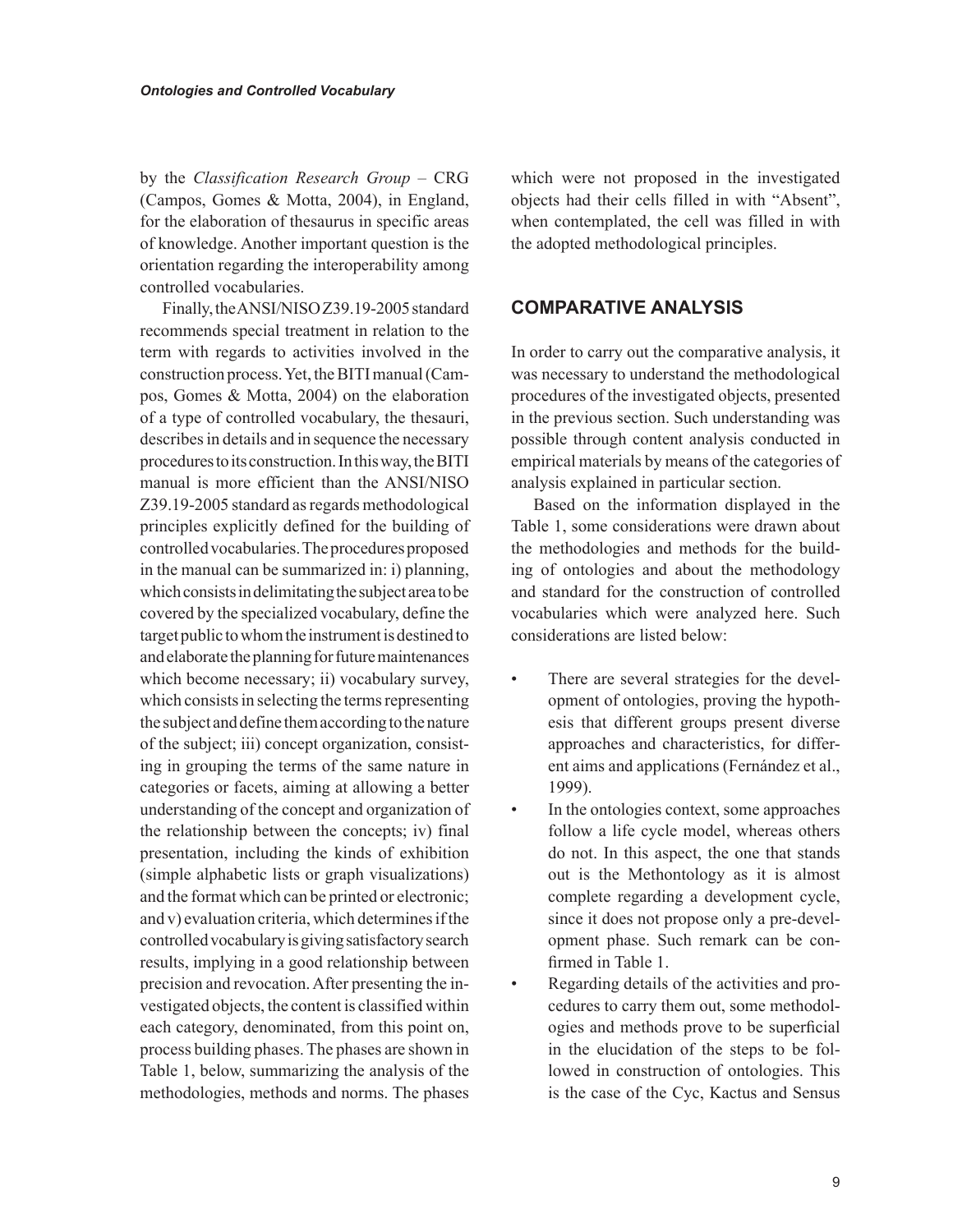by the *Classification Research Group* – CRG (Campos, Gomes & Motta, 2004), in England, for the elaboration of thesaurus in specific areas of knowledge. Another important question is the orientation regarding the interoperability among controlled vocabularies.

Finally, the ANSI/NISO Z39.19-2005 standard recommends special treatment in relation to the term with regards to activities involved in the construction process. Yet, the BITI manual (Campos, Gomes & Motta, 2004) on the elaboration of a type of controlled vocabulary, the thesauri, describes in details and in sequence the necessary procedures to its construction. In this way, the BITI manual is more efficient than the ANSI/NISO Z39.19-2005 standard as regards methodological principles explicitly defined for the building of controlled vocabularies. The procedures proposed in the manual can be summarized in: i) planning, which consists in delimitating the subject area to be covered by the specialized vocabulary, define the target public to whom the instrument is destined to and elaborate the planning for future maintenances which become necessary; ii) vocabulary survey, which consists in selecting the terms representing the subject and define them according to the nature of the subject; iii) concept organization, consisting in grouping the terms of the same nature in categories or facets, aiming at allowing a better understanding of the concept and organization of the relationship between the concepts; iv) final presentation, including the kinds of exhibition (simple alphabetic lists or graph visualizations) and the format which can be printed or electronic; and v) evaluation criteria, which determines if the controlled vocabulary is giving satisfactory search results, implying in a good relationship between precision and revocation. After presenting the investigated objects, the content is classified within each category, denominated, from this point on, process building phases. The phases are shown in Table 1, below, summarizing the analysis of the methodologies, methods and norms. The phases which were not proposed in the investigated objects had their cells filled in with "Absent", when contemplated, the cell was filled in with the adopted methodological principles.

## COMPARATIVE ANALYSIS

In order to carry out the comparative analysis, it was necessary to understand the methodological procedures of the investigated objects, presented in the previous section. Such understanding was possible through content analysis conducted in empirical materials by means of the categories of analysis explained in particular section.

Based on the information displayed in the Table 1, some considerations were drawn about the methodologies and methods for the building of ontologies and about the methodology and standard for the construction of controlled vocabularies which were analyzed here. Such considerations are listed below:

- There are several strategies for the development of ontologies, proving the hypothesis that different groups present diverse approaches and characteristics, for different aims and applications (Fernández et al., 1999).
- In the ontologies context, some approaches follow a life cycle model, whereas others do not. In this aspect, the one that stands out is the Methontology as it is almost complete regarding a development cycle, since it does not propose only a pre-development phase. Such remark can be confirmed in Table 1.
- Regarding details of the activities and procedures to carry them out, some methodologies and methods prove to be superficial in the elucidation of the steps to be followed in construction of ontologies. This is the case of the Cyc, Kactus and Sensus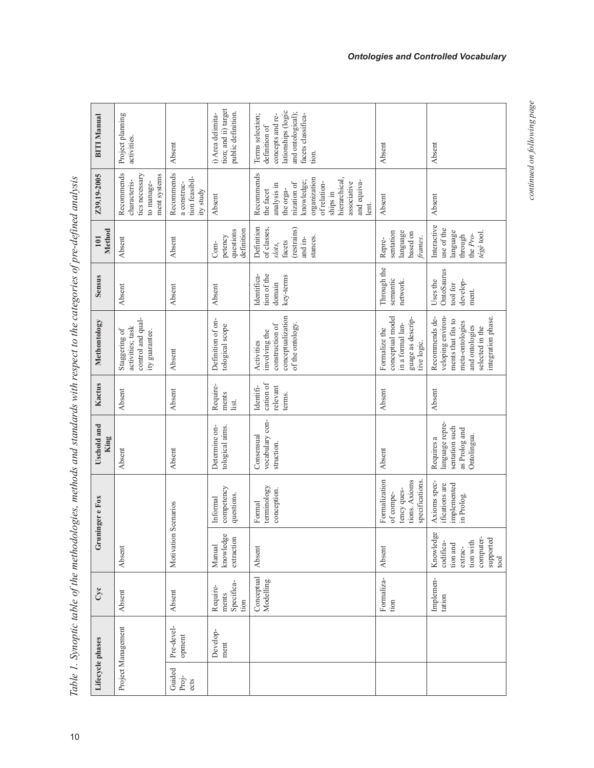Table 1. Synoptic table of the methodologies, methods and standards with respect to the categories of pre-defined analysis

| Lifecycle phases | | Cyc | Gruninger e Fox | | Uschold and King | Kactus | Methontology | Sensus | 101 Method | Z39.19-2005 | BITI Manual |
|---|---|---|---|---|---|---|---|---|---|---|---|
| Project Management | | Absent | Absent | | Absent | Absent | Staggering of activities; task control and quality guarantee. | Absent | Absent | Recommends characteristics necessary to management systems | Project planning activities. |
| Guided Projects | Pre-development | Absent | Motivation Scenarios | | Absent | Absent | Absent | Absent | Absent | Recommends a construction feasibility study | Absent |
| | Development | Requirements Specification | Manual knowledge extraction | Informal competency questions. | Determine ontological aims. | Requirements list. | Definition of ontological scope | Absent | Competency questions definition | Absent | i) Area delimitation; and ii) target public definition. |
| | | Conceptual Modelling | Absent | Formal terminology conception. | Consensual vocabulary construction. | Identification of relevant terms. | Activities involving the construction of conceptualization of the ontology. | Identification of the domain key-terms | Definition of classes, *slots*, facets (restrains) and instances. | Recommends the facet analysis in the organization of knowledge; organization of relationships in hierarchical, associative and equivalent. | Terms selection; definition of concepts and relationships (logic and ontological); facets classification. |
| | | Formalization | Absent | Formalization of competency questions. Axioms specifications. | Absent | Absent | Formalize the conceptual model in a formal language as descriptive logic. | Through the semantic network. | Representation language based on *frames*. | Absent | Absent |
| | | Implementation | Knowledge codification and extraction with computer-supported tool | Axioms specifications are implemented in Prolog. | Requires a language representation such as Prolog and Ontolingua. | Absent | Recommends developing environments that fits to meta-ontologies and ontologies selected in the integration phase. | Uses the OntoSaurus tool for development. | Interactive use of the language through the *Protégé* tool. | Absent | Absent |

*continued on following page*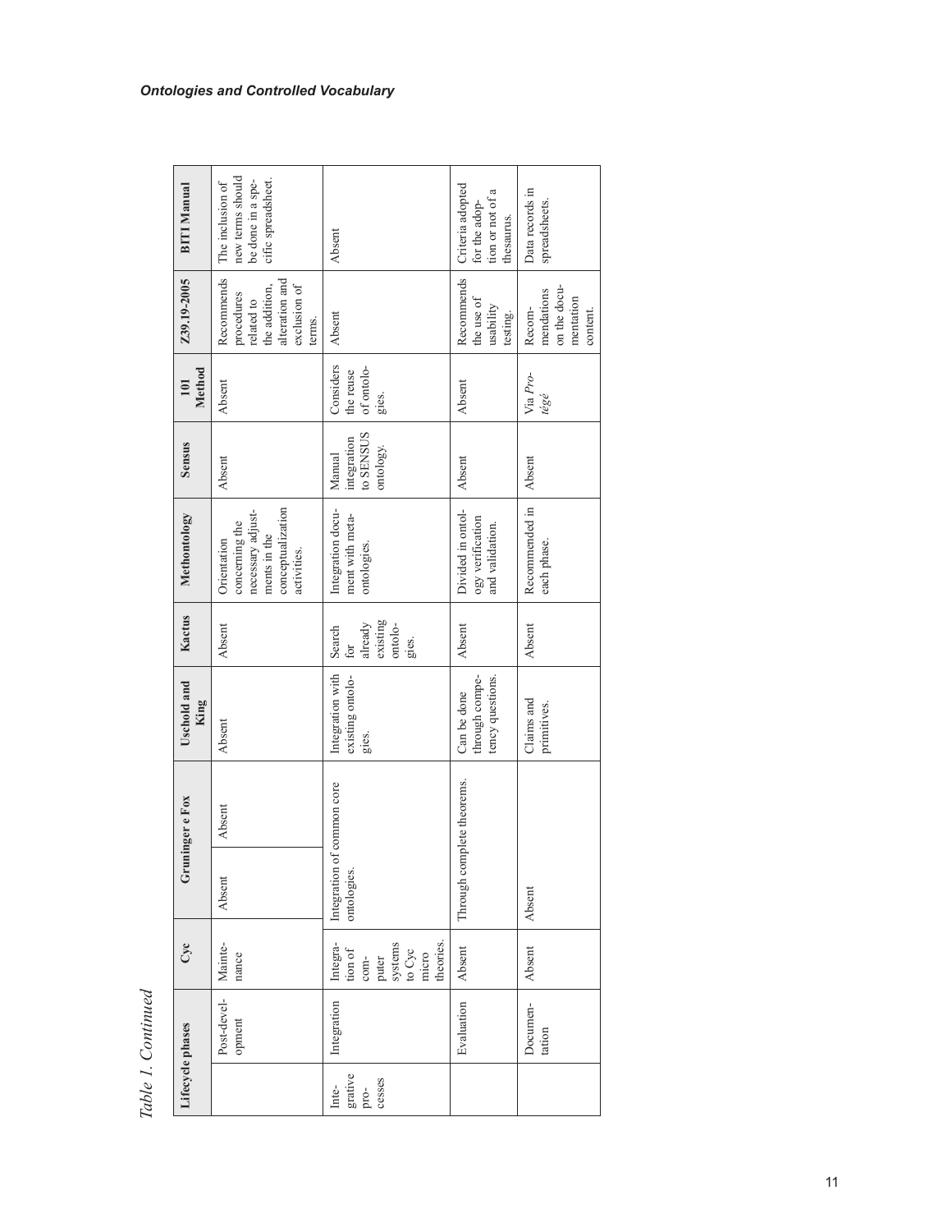*Table 1. Continued*

| Lifecycle phases | | Cyc | Gruninger e Fox | | Uschold and King | Kactus | Methontology | Sensus | 101 Method | Z39.19-2005 | BITI Manual |
|---|---|---|---|---|---|---|---|---|---|---|---|
| | Post-development | Maintenance | Absent | Absent | Absent | Absent | Orientation concerning the necessary adjustments in the conceptualization activities. | Absent | Absent | Recommends procedures related to the addition, alteration and exclusion of terms. | The inclusion of new terms should be done in a specific spreadsheet. |
| Integrative processes | Integration | Integration of computer systems to Cyc micro theories. | Integration of common core ontologies. | | Integration with existing ontologies. | Search for already existing ontologies. | Integration document with meta-ontologies. | Manual integration to SENSUS ontology. | Considers the reuse of ontologies. | Absent | Absent |
| | Evaluation | Absent | Through complete theorems. | | Can be done through competency questions. | Absent | Divided in ontology verification and validation. | Absent | Absent | Recommends the use of usability testing. | Criteria adopted for the adoption or not of a thesaurus. |
| | Documentation | Absent | Absent | | Claims and primitives. | Absent | Recommended in each phase. | Absent | Via *Protégé* | Recommendations on the documentation content. | Data records in spreadsheets. |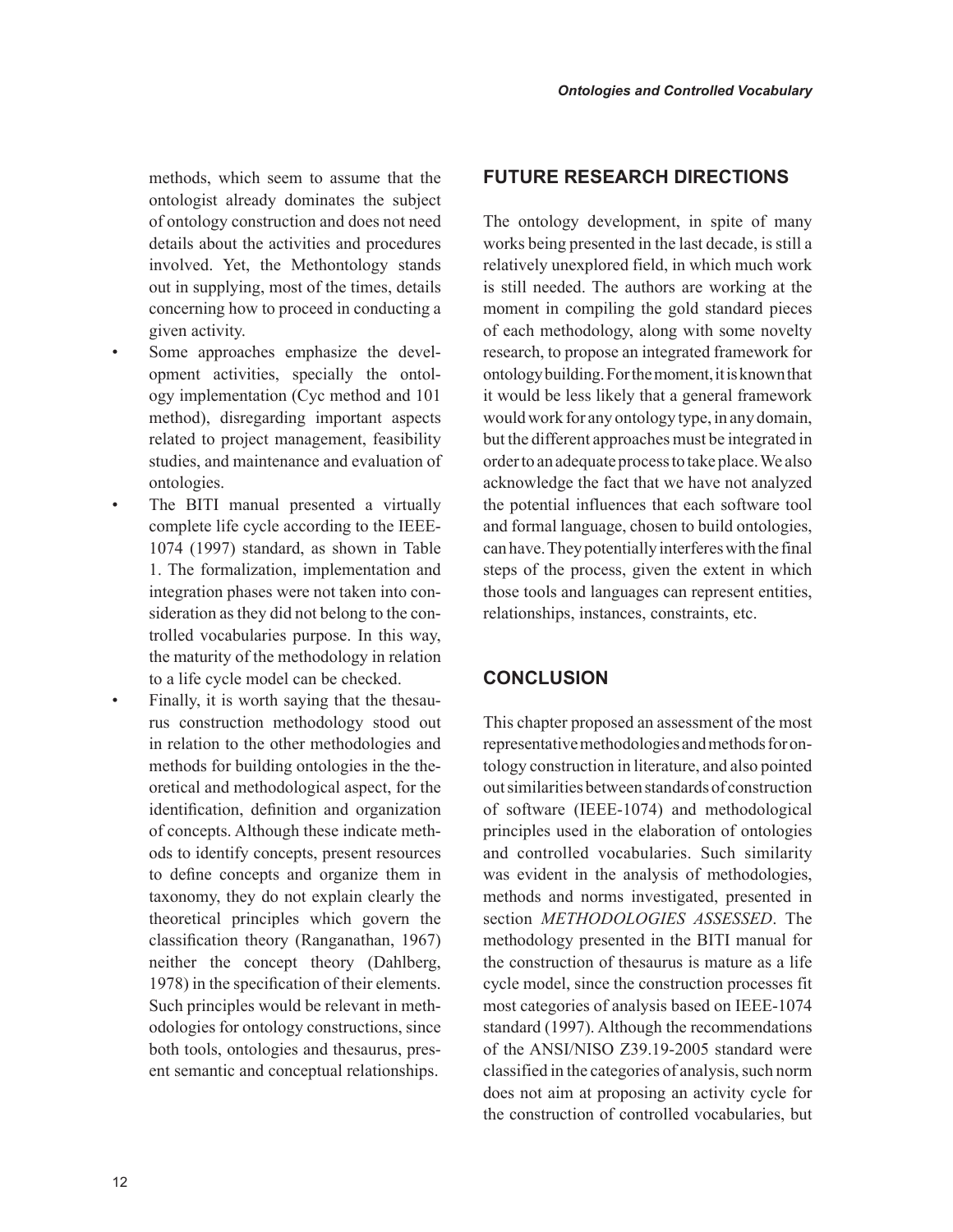methods, which seem to assume that the ontologist already dominates the subject of ontology construction and does not need details about the activities and procedures involved. Yet, the Methontology stands out in supplying, most of the times, details concerning how to proceed in conducting a given activity.

- Some approaches emphasize the development activities, specially the ontology implementation (Cyc method and 101 method), disregarding important aspects related to project management, feasibility studies, and maintenance and evaluation of ontologies.
- The BITI manual presented a virtually complete life cycle according to the IEEE-1074 (1997) standard, as shown in Table 1. The formalization, implementation and integration phases were not taken into consideration as they did not belong to the controlled vocabularies purpose. In this way, the maturity of the methodology in relation to a life cycle model can be checked.
- Finally, it is worth saying that the thesaurus construction methodology stood out in relation to the other methodologies and methods for building ontologies in the theoretical and methodological aspect, for the identification, definition and organization of concepts. Although these indicate methods to identify concepts, present resources to define concepts and organize them in taxonomy, they do not explain clearly the theoretical principles which govern the classification theory (Ranganathan, 1967) neither the concept theory (Dahlberg, 1978) in the specification of their elements. Such principles would be relevant in methodologies for ontology constructions, since both tools, ontologies and thesaurus, present semantic and conceptual relationships.

## FUTURE RESEARCH DIRECTIONS

The ontology development, in spite of many works being presented in the last decade, is still a relatively unexplored field, in which much work is still needed. The authors are working at the moment in compiling the gold standard pieces of each methodology, along with some novelty research, to propose an integrated framework for ontology building. For the moment, it is known that it would be less likely that a general framework would work for any ontology type, in any domain, but the different approaches must be integrated in order to an adequate process to take place. We also acknowledge the fact that we have not analyzed the potential influences that each software tool and formal language, chosen to build ontologies, can have. They potentially interferes with the final steps of the process, given the extent in which those tools and languages can represent entities, relationships, instances, constraints, etc.

## CONCLUSION

This chapter proposed an assessment of the most representative methodologies and methods for ontology construction in literature, and also pointed out similarities between standards of construction of software (IEEE-1074) and methodological principles used in the elaboration of ontologies and controlled vocabularies. Such similarity was evident in the analysis of methodologies, methods and norms investigated, presented in section *METHODOLOGIES ASSESSED*. The methodology presented in the BITI manual for the construction of thesaurus is mature as a life cycle model, since the construction processes fit most categories of analysis based on IEEE-1074 standard (1997). Although the recommendations of the ANSI/NISO Z39.19-2005 standard were classified in the categories of analysis, such norm does not aim at proposing an activity cycle for the construction of controlled vocabularies, but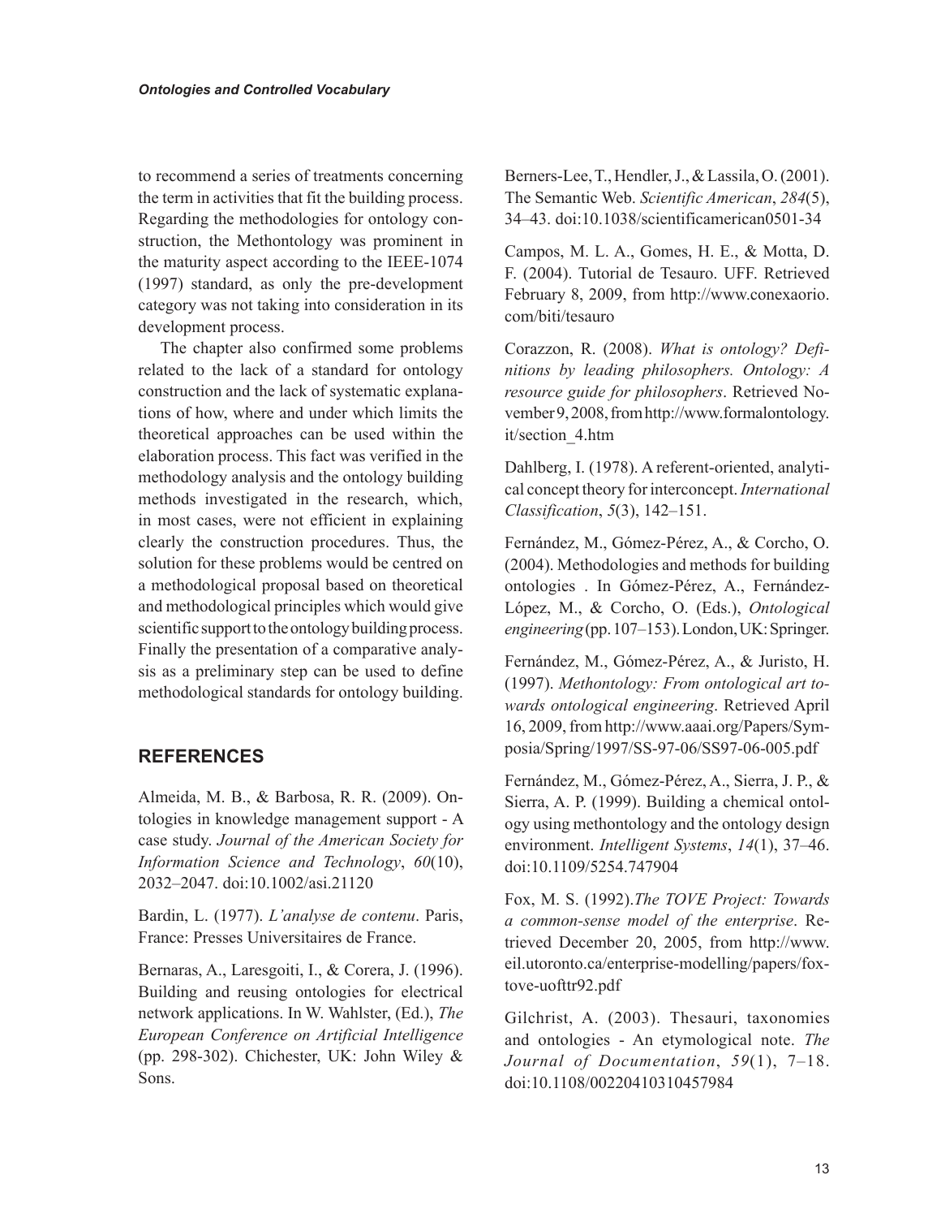to recommend a series of treatments concerning the term in activities that fit the building process. Regarding the methodologies for ontology construction, the Methontology was prominent in the maturity aspect according to the IEEE-1074 (1997) standard, as only the pre-development category was not taking into consideration in its development process.

The chapter also confirmed some problems related to the lack of a standard for ontology construction and the lack of systematic explanations of how, where and under which limits the theoretical approaches can be used within the elaboration process. This fact was verified in the methodology analysis and the ontology building methods investigated in the research, which, in most cases, were not efficient in explaining clearly the construction procedures. Thus, the solution for these problems would be centred on a methodological proposal based on theoretical and methodological principles which would give scientific support to the ontology building process. Finally the presentation of a comparative analysis as a preliminary step can be used to define methodological standards for ontology building.

## REFERENCES

Almeida, M. B., & Barbosa, R. R. (2009). Ontologies in knowledge management support - A case study. *Journal of the American Society for Information Science and Technology*, *60*(10), 2032–2047. doi:10.1002/asi.21120

Bardin, L. (1977). *L'analyse de contenu*. Paris, France: Presses Universitaires de France.

Bernaras, A., Laresgoiti, I., & Corera, J. (1996). Building and reusing ontologies for electrical network applications. In W. Wahlster, (Ed.), *The European Conference on Artificial Intelligence* (pp. 298-302). Chichester, UK: John Wiley & Sons.

Berners-Lee, T., Hendler, J., & Lassila, O. (2001). The Semantic Web. *Scientific American*, *284*(5), 34–43. doi:10.1038/scientificamerican0501-34

Campos, M. L. A., Gomes, H. E., & Motta, D. F. (2004). Tutorial de Tesauro. UFF. Retrieved February 8, 2009, from http://www.conexaorio.com/biti/tesauro

Corazzon, R. (2008). *What is ontology? Definitions by leading philosophers. Ontology: A resource guide for philosophers*. Retrieved November 9, 2008, from http://www.formalontology.it/section_4.htm

Dahlberg, I. (1978). A referent-oriented, analytical concept theory for interconcept. *International Classification*, *5*(3), 142–151.

Fernández, M., Gómez-Pérez, A., & Corcho, O. (2004). Methodologies and methods for building ontologies . In Gómez-Pérez, A., Fernández-López, M., & Corcho, O. (Eds.), *Ontological engineering* (pp. 107–153). London, UK: Springer.

Fernández, M., Gómez-Pérez, A., & Juristo, H. (1997). *Methontology: From ontological art towards ontological engineering*. Retrieved April 16, 2009, from http://www.aaai.org/Papers/Symposia/Spring/1997/SS-97-06/SS97-06-005.pdf

Fernández, M., Gómez-Pérez, A., Sierra, J. P., & Sierra, A. P. (1999). Building a chemical ontology using methontology and the ontology design environment. *Intelligent Systems*, *14*(1), 37–46. doi:10.1109/5254.747904

Fox, M. S. (1992).*The TOVE Project: Towards a common-sense model of the enterprise*. Retrieved December 20, 2005, from http://www.eil.utoronto.ca/enterprise-modelling/papers/fox-tove-uofttr92.pdf

Gilchrist, A. (2003). Thesauri, taxonomies and ontologies - An etymological note. *The Journal of Documentation*, *59*(1), 7–18. doi:10.1108/00220410310457984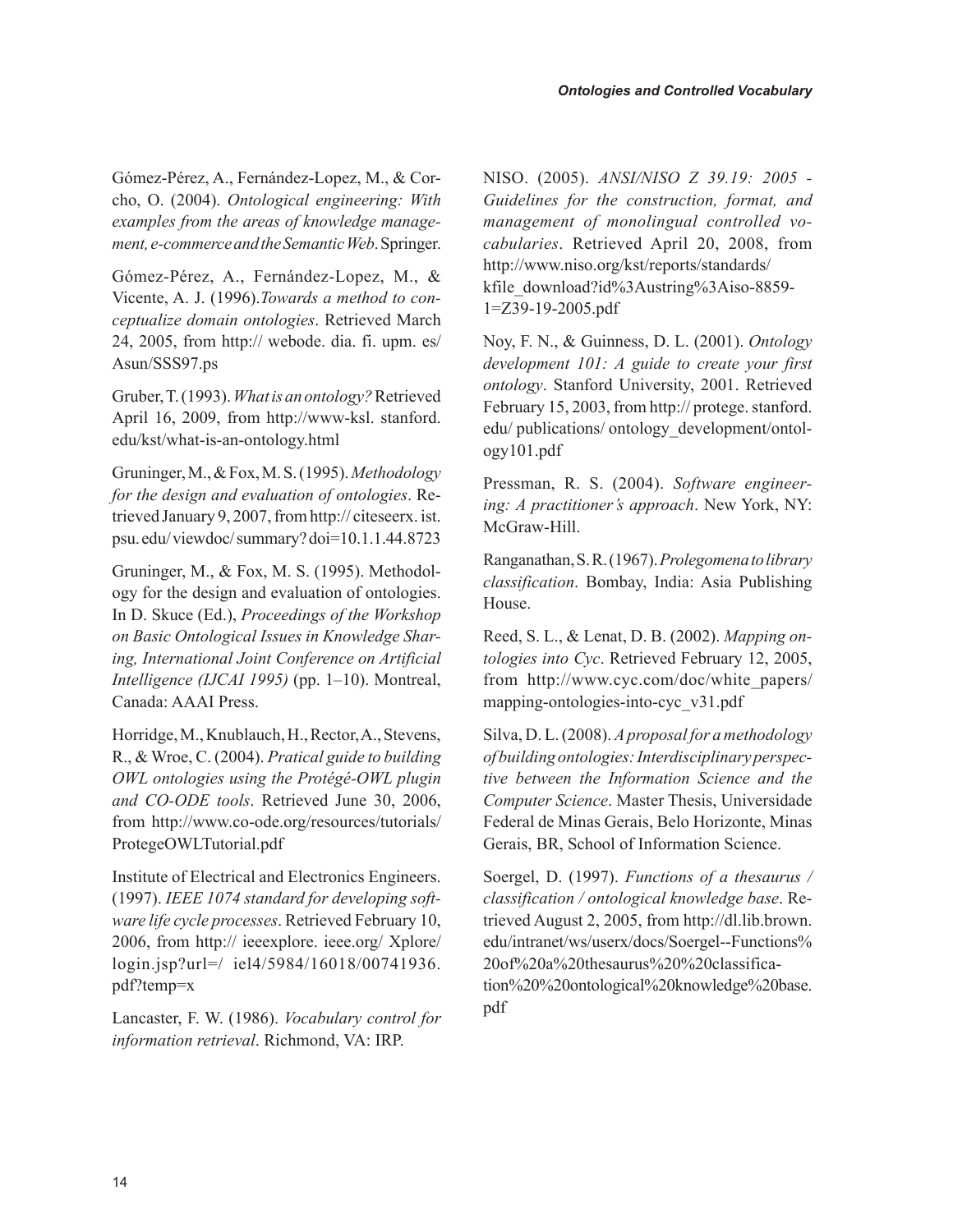Gómez-Pérez, A., Fernández-Lopez, M., & Corcho, O. (2004). *Ontological engineering: With examples from the areas of knowledge management, e-commerce and the Semantic Web*. Springer.

Gómez-Pérez, A., Fernández-Lopez, M., & Vicente, A. J. (1996). *Towards a method to conceptualize domain ontologies*. Retrieved March 24, 2005, from http:// webode. dia. fi. upm. es/ Asun/SSS97.ps

Gruber, T. (1993). *What is an ontology?* Retrieved April 16, 2009, from http://www-ksl. stanford. edu/kst/what-is-an-ontology.html

Gruninger, M., & Fox, M. S. (1995). *Methodology for the design and evaluation of ontologies*. Retrieved January 9, 2007, from http:// citeseerx. ist. psu. edu/ viewdoc/ summary? doi=10.1.1.44.8723

Gruninger, M., & Fox, M. S. (1995). Methodology for the design and evaluation of ontologies. In D. Skuce (Ed.), *Proceedings of the Workshop on Basic Ontological Issues in Knowledge Sharing, International Joint Conference on Artificial Intelligence (IJCAI 1995)* (pp. 1–10). Montreal, Canada: AAAI Press.

Horridge, M., Knublauch, H., Rector, A., Stevens, R., & Wroe, C. (2004). *Pratical guide to building OWL ontologies using the Protégé-OWL plugin and CO-ODE tools*. Retrieved June 30, 2006, from http://www.co-ode.org/resources/tutorials/ ProtegeOWLTutorial.pdf

Institute of Electrical and Electronics Engineers. (1997). *IEEE 1074 standard for developing software life cycle processes*. Retrieved February 10, 2006, from http:// ieeexplore. ieee.org/ Xplore/ login.jsp?url=/ iel4/5984/16018/00741936. pdf?temp=x

Lancaster, F. W. (1986). *Vocabulary control for information retrieval*. Richmond, VA: IRP.

NISO. (2005). *ANSI/NISO Z 39.19: 2005 - Guidelines for the construction, format, and management of monolingual controlled vocabularies*. Retrieved April 20, 2008, from http://www.niso.org/kst/reports/standards/ kfile_download?id%3Austring%3Aiso-8859-1=Z39-19-2005.pdf

Noy, F. N., & Guinness, D. L. (2001). *Ontology development 101: A guide to create your first ontology*. Stanford University, 2001. Retrieved February 15, 2003, from http:// protege. stanford. edu/ publications/ ontology_development/ontology101.pdf

Pressman, R. S. (2004). *Software engineering: A practitioner's approach*. New York, NY: McGraw-Hill.

Ranganathan, S. R. (1967). *Prolegomena to library classification*. Bombay, India: Asia Publishing House.

Reed, S. L., & Lenat, D. B. (2002). *Mapping ontologies into Cyc*. Retrieved February 12, 2005, from http://www.cyc.com/doc/white_papers/ mapping-ontologies-into-cyc_v31.pdf

Silva, D. L. (2008). *A proposal for a methodology of building ontologies: Interdisciplinary perspective between the Information Science and the Computer Science*. Master Thesis, Universidade Federal de Minas Gerais, Belo Horizonte, Minas Gerais, BR, School of Information Science.

Soergel, D. (1997). *Functions of a thesaurus / classification / ontological knowledge base*. Retrieved August 2, 2005, from http://dl.lib.brown. edu/intranet/ws/userx/docs/Soergel--Functions% 20of%20a%20thesaurus%20%20classification%20%20ontological%20knowledge%20base. pdf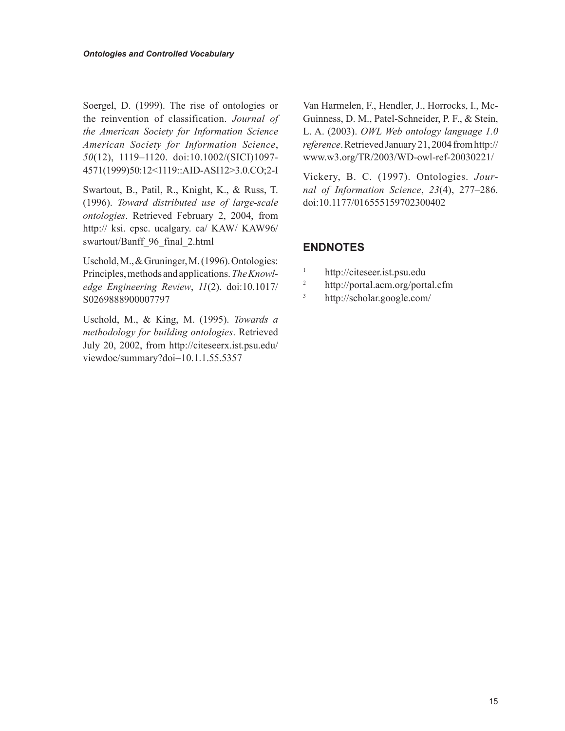Soergel, D. (1999). The rise of ontologies or the reinvention of classification. *Journal of the American Society for Information Science American Society for Information Science*, *50*(12), 1119–1120. doi:10.1002/(SICI)1097-4571(1999)50:12<1119::AID-ASI12>3.0.CO;2-I

Swartout, B., Patil, R., Knight, K., & Russ, T. (1996). *Toward distributed use of large-scale ontologies*. Retrieved February 2, 2004, from http:// ksi. cpsc. ucalgary. ca/ KAW/ KAW96/ swartout/Banff_96_final_2.html

Uschold, M., & Gruninger, M. (1996). Ontologies: Principles, methods and applications. *The Knowledge Engineering Review*, *11*(2). doi:10.1017/S0269888900007797

Uschold, M., & King, M. (1995). *Towards a methodology for building ontologies*. Retrieved July 20, 2002, from http://citeseerx.ist.psu.edu/viewdoc/summary?doi=10.1.1.55.5357

Van Harmelen, F., Hendler, J., Horrocks, I., McGuinness, D. M., Patel-Schneider, P. F., & Stein, L. A. (2003). *OWL Web ontology language 1.0 reference*. Retrieved January 21, 2004 from http://www.w3.org/TR/2003/WD-owl-ref-20030221/

Vickery, B. C. (1997). Ontologies. *Journal of Information Science*, *23*(4), 277–286. doi:10.1177/016555159702300402

## ENDNOTES

[1] http://citeseer.ist.psu.edu

[2] http://portal.acm.org/portal.cfm

[3] http://scholar.google.com/